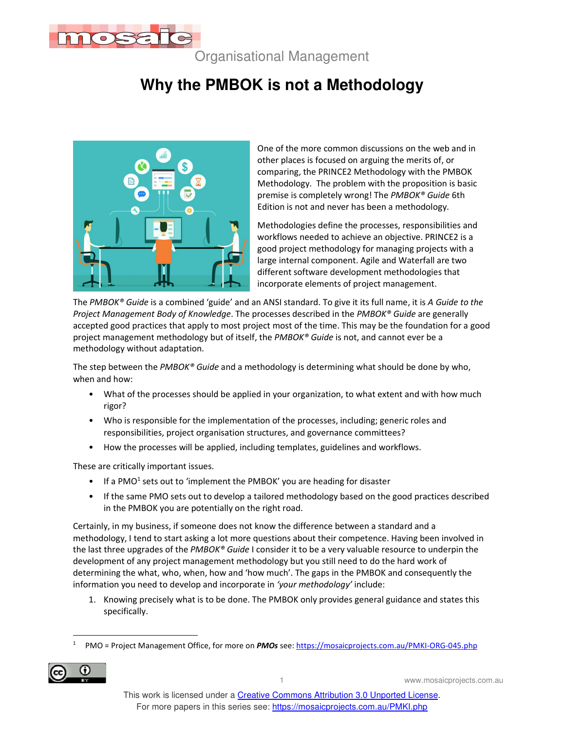Organisational Management

# Why the PMBOK is not a Methodology

One of the more common discussions on the web and in other places is focused on arguing the merits of, or comparing, the PRINCE2 Methodology with the PMBOK Methodology. The problem with the proposition is basic premise is completely wrong! The *PMBOK® Guide* 6th Edition is not and never has been a methodology.

Methodologies define the processes, responsibilities and workflows needed to achieve an objective. PRINCE2 is a good project methodology for managing projects with a large internal component. Agile and Waterfall are two different software development methodologies that incorporate elements of project management.

The *PMBOK® Guide* is a combined 'guide' and an ANSI standard. To give it its full name, it is *A Guide to the Project Management Body of Knowledge*. The processes described in the *PMBOK® Guide* are generally accepted good practices that apply to most project most of the time. This may be the foundation for a good project management methodology but of itself, the *PMBOK® Guide* is not, and cannot ever be a methodology without adaptation.

The step between the *PMBOK® Guide* and a methodology is determining what should be done by who, when and how:

- What of the processes should be applied in your organization, to what extent and with how much rigor?
- Who is responsible for the implementation of the processes, including; generic roles and responsibilities, project organisation structures, and governance committees?
- How the processes will be applied, including templates, guidelines and workflows.

These are critically important issues.

- If a PMO[1] sets out to 'implement the PMBOK' you are heading for disaster
- If the same PMO sets out to develop a tailored methodology based on the good practices described in the PMBOK you are potentially on the right road.

Certainly, in my business, if someone does not know the difference between a standard and a methodology, I tend to start asking a lot more questions about their competence. Having been involved in the last three upgrades of the *PMBOK® Guide* I consider it to be a very valuable resource to underpin the development of any project management methodology but you still need to do the hard work of determining the what, who, when, how and 'how much'. The gaps in the PMBOK and consequently the information you need to develop and incorporate in *'your methodology'* include:

1. Knowing precisely what is to be done. The PMBOK only provides general guidance and states this specifically.

---

[1] PMO = Project Management Office, for more on ***PMOs*** see: https://mosaicprojects.com.au/PMKI-ORG-045.php

This work is licensed under a Creative Commons Attribution 3.0 Unported License.
For more papers in this series see: https://mosaicprojects.com.au/PMKI.php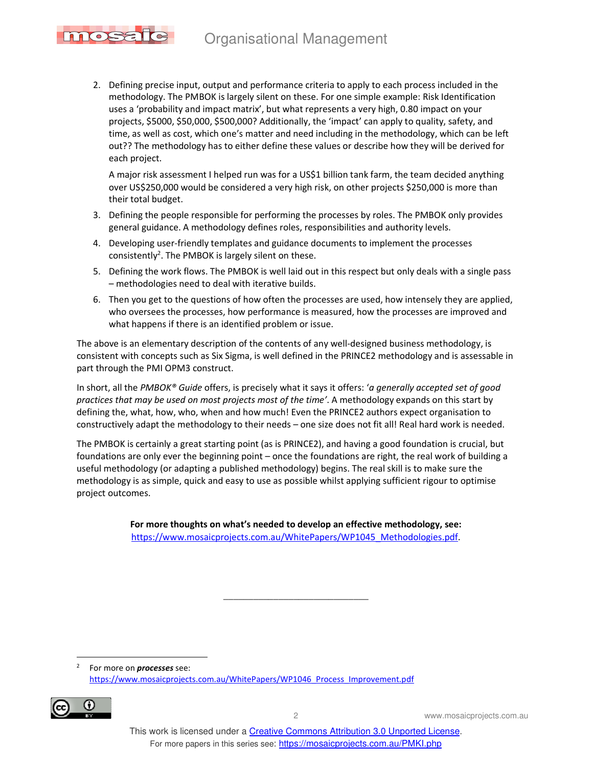2. Defining precise input, output and performance criteria to apply to each process included in the methodology. The PMBOK is largely silent on these. For one simple example: Risk Identification uses a 'probability and impact matrix', but what represents a very high, 0.80 impact on your projects, $5000, $50,000, $500,000? Additionally, the 'impact' can apply to quality, safety, and time, as well as cost, which one's matter and need including in the methodology, which can be left out?? The methodology has to either define these values or describe how they will be derived for each project.

   A major risk assessment I helped run was for a US$1 billion tank farm, the team decided anything over US$250,000 would be considered a very high risk, on other projects $250,000 is more than their total budget.

3. Defining the people responsible for performing the processes by roles. The PMBOK only provides general guidance. A methodology defines roles, responsibilities and authority levels.
4. Developing user-friendly templates and guidance documents to implement the processes consistently[2]. The PMBOK is largely silent on these.
5. Defining the work flows. The PMBOK is well laid out in this respect but only deals with a single pass – methodologies need to deal with iterative builds.
6. Then you get to the questions of how often the processes are used, how intensely they are applied, who oversees the processes, how performance is measured, how the processes are improved and what happens if there is an identified problem or issue.

The above is an elementary description of the contents of any well-designed business methodology, is consistent with concepts such as Six Sigma, is well defined in the PRINCE2 methodology and is assessable in part through the PMI OPM3 construct.

In short, all the *PMBOK® Guide* offers, is precisely what it says it offers: '*a generally accepted set of good practices that may be used on most projects most of the time*'. A methodology expands on this start by defining the, what, how, who, when and how much! Even the PRINCE2 authors expect organisation to constructively adapt the methodology to their needs – one size does not fit all! Real hard work is needed.

The PMBOK is certainly a great starting point (as is PRINCE2), and having a good foundation is crucial, but foundations are only ever the beginning point – once the foundations are right, the real work of building a useful methodology (or adapting a published methodology) begins. The real skill is to make sure the methodology is as simple, quick and easy to use as possible whilst applying sufficient rigour to optimise project outcomes.

**For more thoughts on what's needed to develop an effective methodology, see:**
https://www.mosaicprojects.com.au/WhitePapers/WP1045_Methodologies.pdf.

---

[2] For more on ***processes*** see: https://www.mosaicprojects.com.au/WhitePapers/WP1046_Process_Improvement.pdf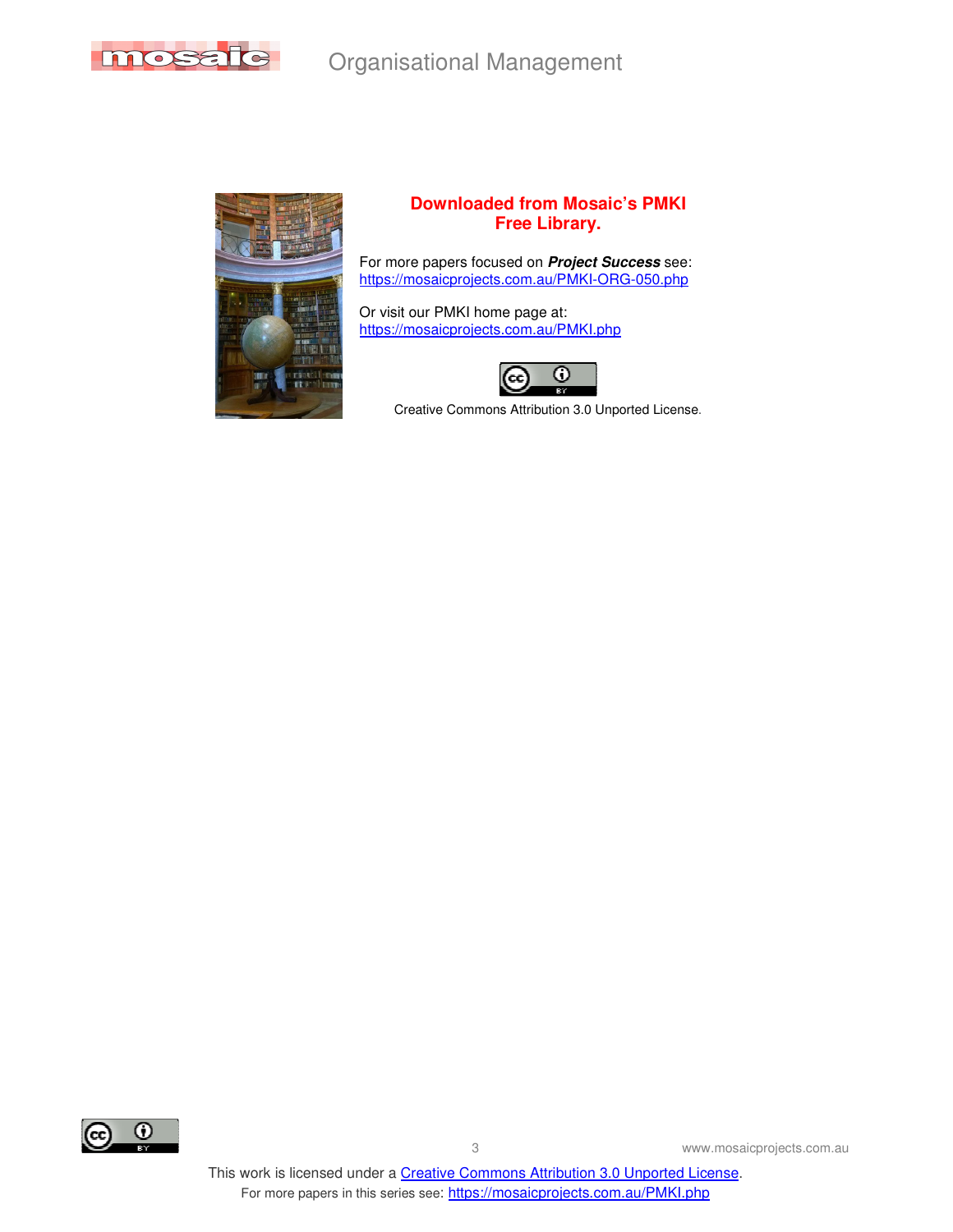**Downloaded from Mosaic's PMKI Free Library.**

For more papers focused on ***Project Success*** see:
https://mosaicprojects.com.au/PMKI-ORG-050.php

Or visit our PMKI home page at:
https://mosaicprojects.com.au/PMKI.php

Creative Commons Attribution 3.0 Unported License.